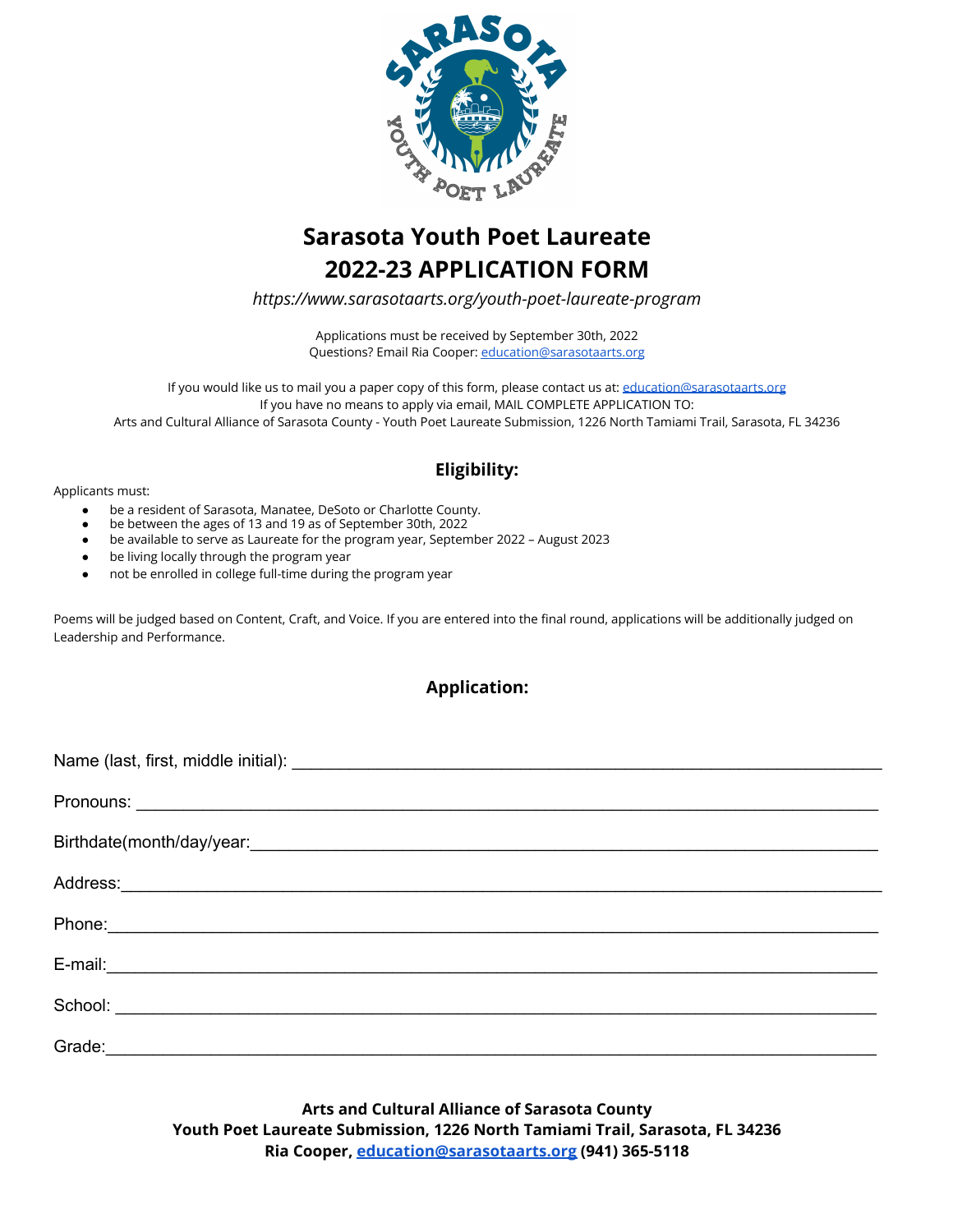# Sarasota Youth Poet Laureate 2022-23 APPLICATION FORM

*https://www.sarasotaarts.org/youth-poet-laureate-program*

Applications must be received by September 30th, 2022
Questions? Email Ria Cooper: education@sarasotaarts.org

If you would like us to mail you a paper copy of this form, please contact us at: education@sarasotaarts.org
If you have no means to apply via email, MAIL COMPLETE APPLICATION TO:
Arts and Cultural Alliance of Sarasota County - Youth Poet Laureate Submission, 1226 North Tamiami Trail, Sarasota, FL 34236

## Eligibility:

Applicants must:

- be a resident of Sarasota, Manatee, DeSoto or Charlotte County.
- be between the ages of 13 and 19 as of September 30th, 2022
- be available to serve as Laureate for the program year, September 2022 – August 2023
- be living locally through the program year
- not be enrolled in college full-time during the program year

Poems will be judged based on Content, Craft, and Voice. If you are entered into the final round, applications will be additionally judged on Leadership and Performance.

## Application:

Name (last, first, middle initial): ______________________________

Pronouns: ______________________________

Birthdate(month/day/year:______________________________

Address:______________________________

Phone:______________________________

E-mail:______________________________

School: ______________________________

Grade:______________________________

**Arts and Cultural Alliance of Sarasota County**
**Youth Poet Laureate Submission, 1226 North Tamiami Trail, Sarasota, FL 34236**
**Ria Cooper, education@sarasotaarts.org (941) 365-5118**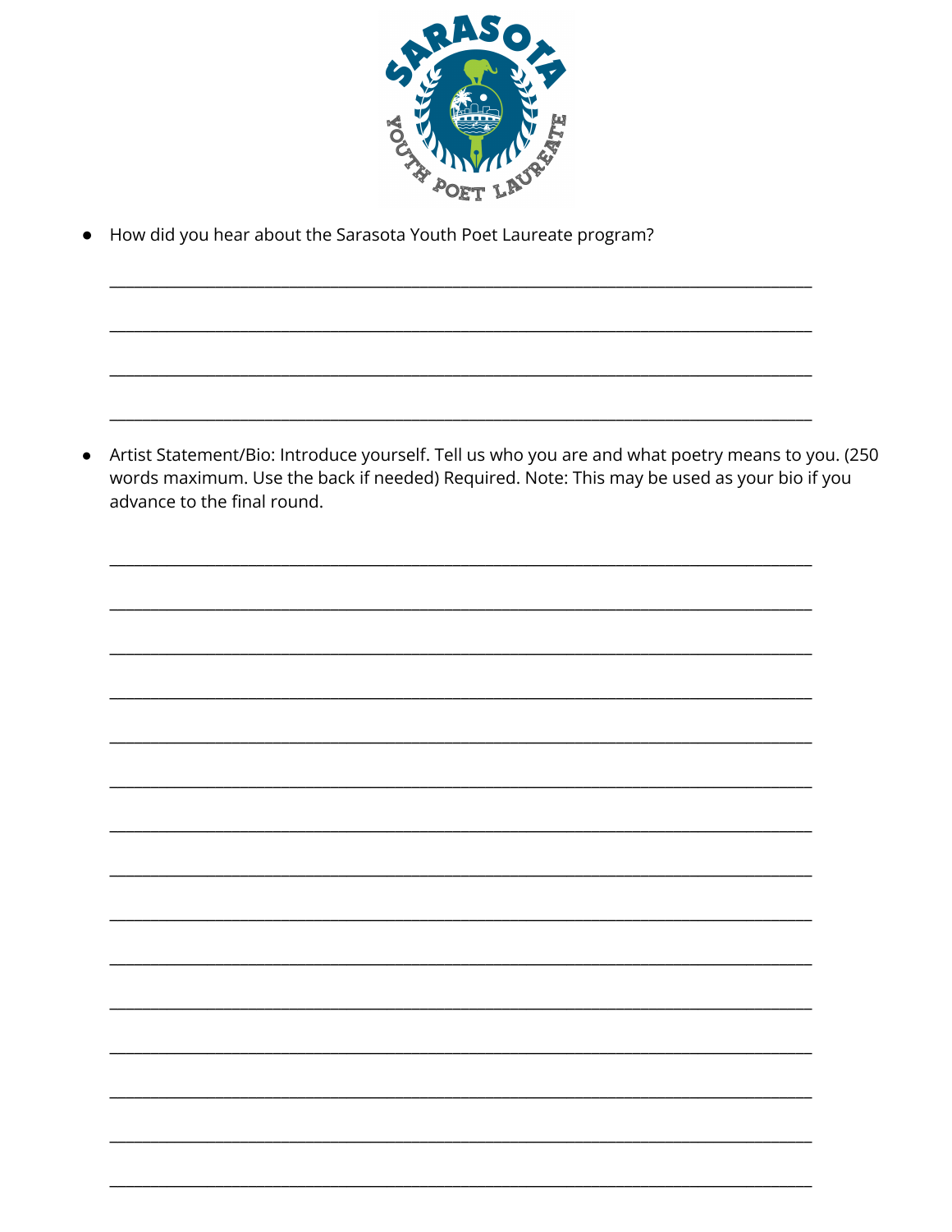- How did you hear about the Sarasota Youth Poet Laureate program?

______________________________________________________________________________

______________________________________________________________________________

______________________________________________________________________________

______________________________________________________________________________

- Artist Statement/Bio: Introduce yourself. Tell us who you are and what poetry means to you. (250 words maximum. Use the back if needed) Required. Note: This may be used as your bio if you advance to the final round.

______________________________________________________________________________

______________________________________________________________________________

______________________________________________________________________________

______________________________________________________________________________

______________________________________________________________________________

______________________________________________________________________________

______________________________________________________________________________

______________________________________________________________________________

______________________________________________________________________________

______________________________________________________________________________

______________________________________________________________________________

______________________________________________________________________________

______________________________________________________________________________

______________________________________________________________________________

______________________________________________________________________________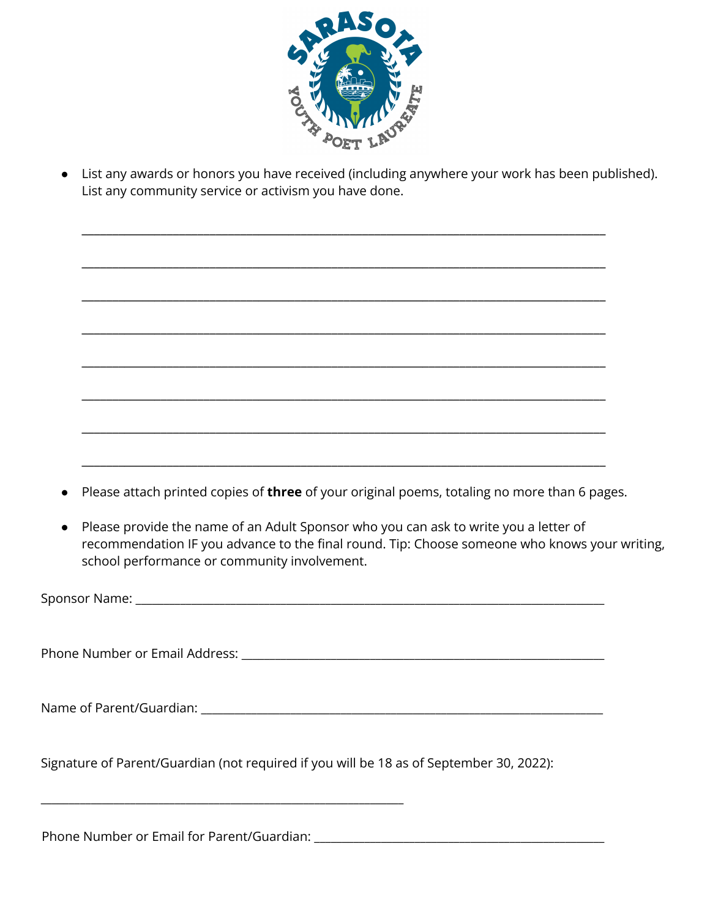- List any awards or honors you have received (including anywhere your work has been published). List any community service or activism you have done.

________________________________________________________________________________

________________________________________________________________________________

________________________________________________________________________________

________________________________________________________________________________

________________________________________________________________________________

________________________________________________________________________________

________________________________________________________________________________

________________________________________________________________________________

- Please attach printed copies of **three** of your original poems, totaling no more than 6 pages.

- Please provide the name of an Adult Sponsor who you can ask to write you a letter of recommendation IF you advance to the final round. Tip: Choose someone who knows your writing, school performance or community involvement.

Sponsor Name: ______________________________________________________________________

Phone Number or Email Address: ______________________________________________________

Name of Parent/Guardian: ___________________________________________________________

Signature of Parent/Guardian (not required if you will be 18 as of September 30, 2022):

______________________________________________________

Phone Number or Email for Parent/Guardian: __________________________________________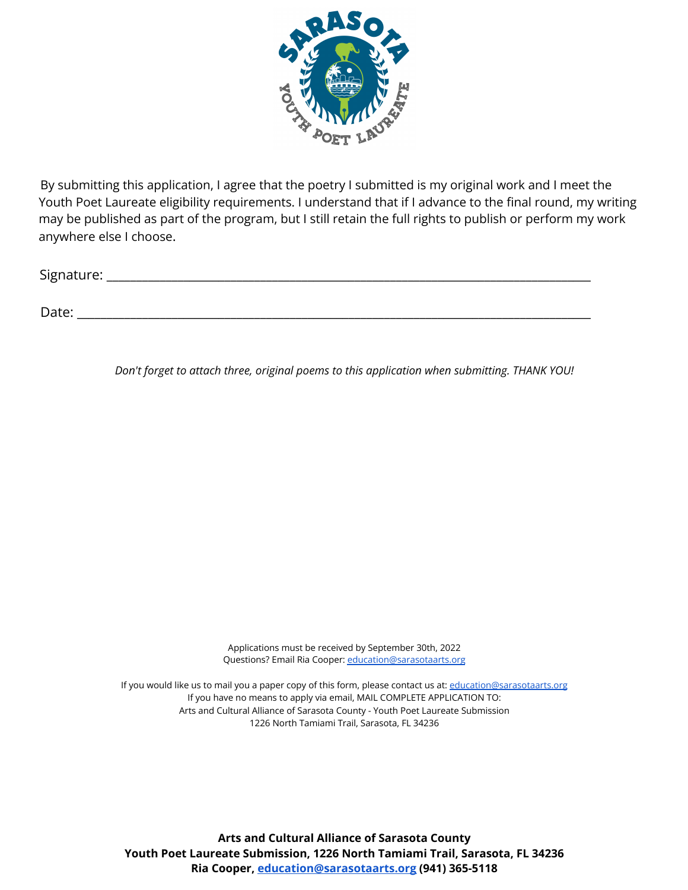By submitting this application, I agree that the poetry I submitted is my original work and I meet the Youth Poet Laureate eligibility requirements. I understand that if I advance to the final round, my writing may be published as part of the program, but I still retain the full rights to publish or perform my work anywhere else I choose.

Signature: ______________________________________________________________________

Date: __________________________________________________________________________

*Don't forget to attach three, original poems to this application when submitting. THANK YOU!*

Applications must be received by September 30th, 2022
Questions? Email Ria Cooper: [education@sarasotaarts.org](mailto:education@sarasotaarts.org)

If you would like us to mail you a paper copy of this form, please contact us at: [education@sarasotaarts.org](mailto:education@sarasotaarts.org)
If you have no means to apply via email, MAIL COMPLETE APPLICATION TO:
Arts and Cultural Alliance of Sarasota County - Youth Poet Laureate Submission
1226 North Tamiami Trail, Sarasota, FL 34236

**Arts and Cultural Alliance of Sarasota County**
**Youth Poet Laureate Submission, 1226 North Tamiami Trail, Sarasota, FL 34236**
**Ria Cooper, [education@sarasotaarts.org](mailto:education@sarasotaarts.org) (941) 365-5118**